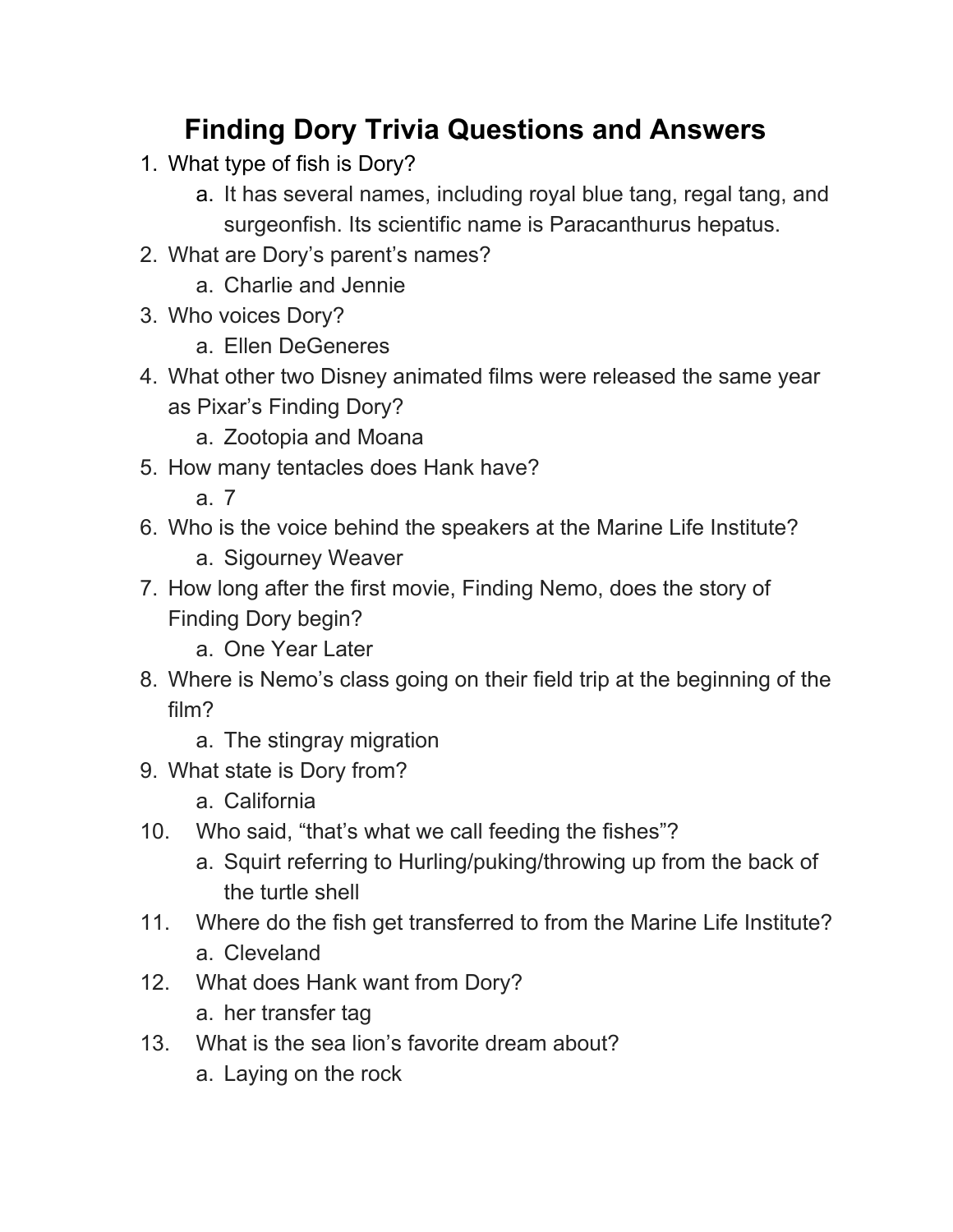# Finding Dory Trivia Questions and Answers

1. What type of fish is Dory?
    a. It has several names, including royal blue tang, regal tang, and surgeonfish. Its scientific name is Paracanthurus hepatus.
2. What are Dory's parent's names?
    a. Charlie and Jennie
3. Who voices Dory?
    a. Ellen DeGeneres
4. What other two Disney animated films were released the same year as Pixar's Finding Dory?
    a. Zootopia and Moana
5. How many tentacles does Hank have?
    a. 7
6. Who is the voice behind the speakers at the Marine Life Institute?
    a. Sigourney Weaver
7. How long after the first movie, Finding Nemo, does the story of Finding Dory begin?
    a. One Year Later
8. Where is Nemo's class going on their field trip at the beginning of the film?
    a. The stingray migration
9. What state is Dory from?
    a. California
10. Who said, "that's what we call feeding the fishes"?
    a. Squirt referring to Hurling/puking/throwing up from the back of the turtle shell
11. Where do the fish get transferred to from the Marine Life Institute?
    a. Cleveland
12. What does Hank want from Dory?
    a. her transfer tag
13. What is the sea lion's favorite dream about?
    a. Laying on the rock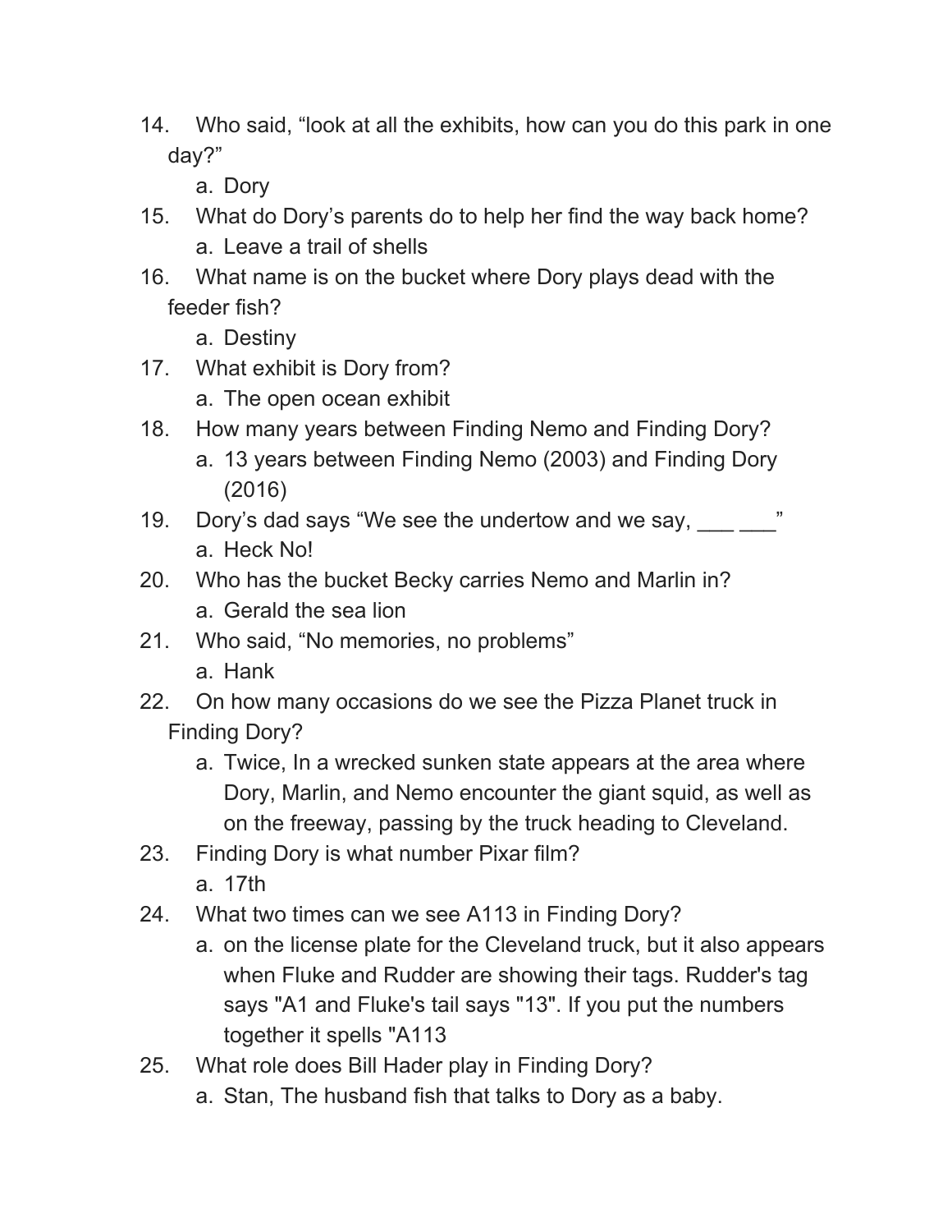14. Who said, "look at all the exhibits, how can you do this park in one day?"
    a. Dory
15. What do Dory's parents do to help her find the way back home?
    a. Leave a trail of shells
16. What name is on the bucket where Dory plays dead with the feeder fish?
    a. Destiny
17. What exhibit is Dory from?
    a. The open ocean exhibit
18. How many years between Finding Nemo and Finding Dory?
    a. 13 years between Finding Nemo (2003) and Finding Dory (2016)
19. Dory's dad says "We see the undertow and we say, ___ ___"
    a. Heck No!
20. Who has the bucket Becky carries Nemo and Marlin in?
    a. Gerald the sea lion
21. Who said, "No memories, no problems"
    a. Hank
22. On how many occasions do we see the Pizza Planet truck in Finding Dory?
    a. Twice, In a wrecked sunken state appears at the area where Dory, Marlin, and Nemo encounter the giant squid, as well as on the freeway, passing by the truck heading to Cleveland.
23. Finding Dory is what number Pixar film?
    a. 17th
24. What two times can we see A113 in Finding Dory?
    a. on the license plate for the Cleveland truck, but it also appears when Fluke and Rudder are showing their tags. Rudder's tag says "A1 and Fluke's tail says "13". If you put the numbers together it spells "A113
25. What role does Bill Hader play in Finding Dory?
    a. Stan, The husband fish that talks to Dory as a baby.